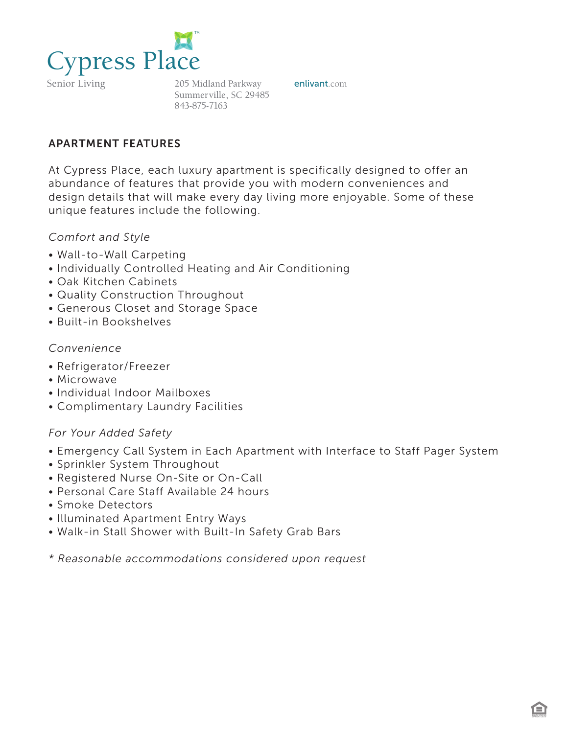# Cypress Place

Senior Living

205 Midland Parkway
Summerville, SC 29485
843-875-7163

enlivant.com

## APARTMENT FEATURES

At Cypress Place, each luxury apartment is specifically designed to offer an abundance of features that provide you with modern conveniences and design details that will make every day living more enjoyable. Some of these unique features include the following.

*Comfort and Style*

- Wall-to-Wall Carpeting
- Individually Controlled Heating and Air Conditioning
- Oak Kitchen Cabinets
- Quality Construction Throughout
- Generous Closet and Storage Space
- Built-in Bookshelves

*Convenience*

- Refrigerator/Freezer
- Microwave
- Individual Indoor Mailboxes
- Complimentary Laundry Facilities

*For Your Added Safety*

- Emergency Call System in Each Apartment with Interface to Staff Pager System
- Sprinkler System Throughout
- Registered Nurse On-Site or On-Call
- Personal Care Staff Available 24 hours
- Smoke Detectors
- Illuminated Apartment Entry Ways
- Walk-in Stall Shower with Built-In Safety Grab Bars

*\* Reasonable accommodations considered upon request*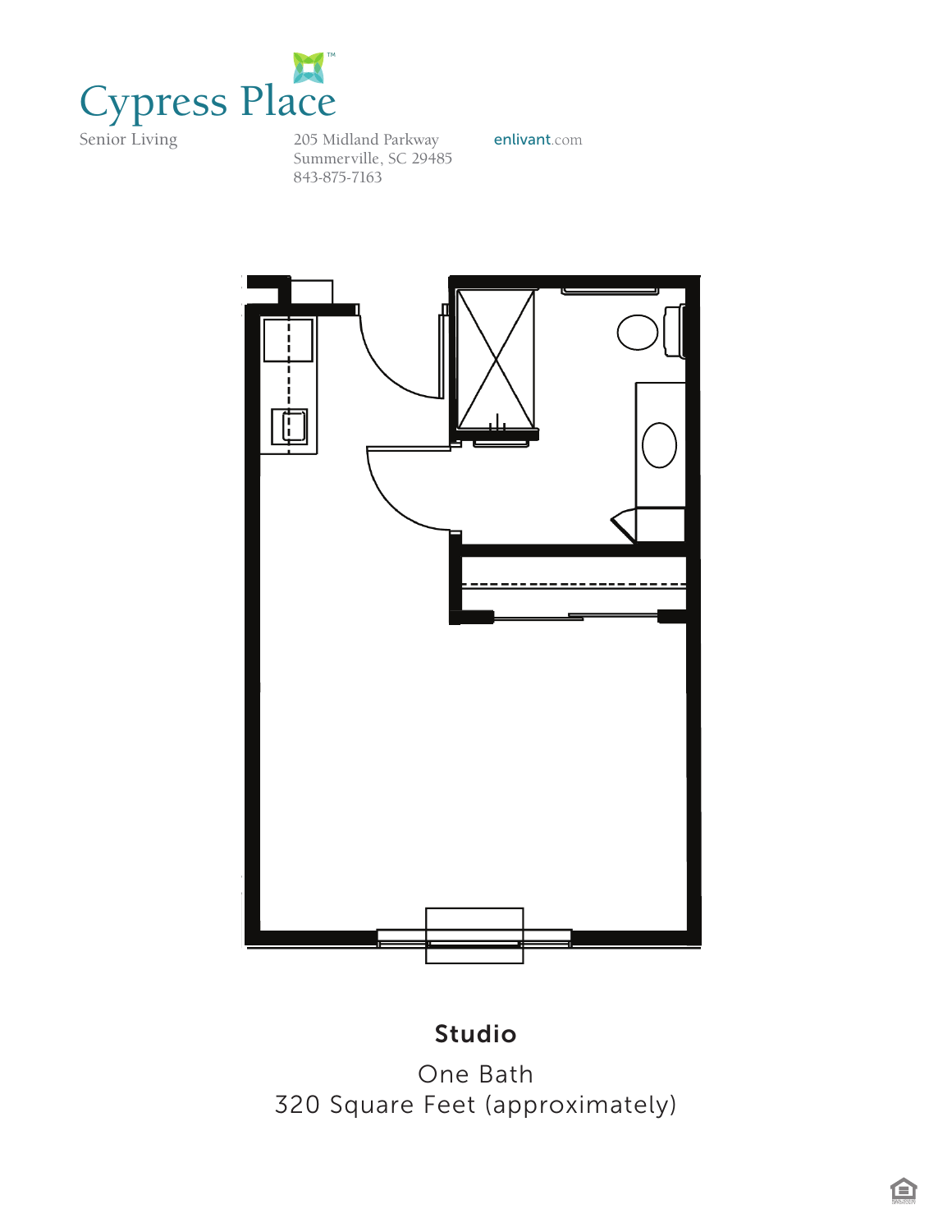# Cypress Place

Senior Living

205 Midland Parkway
Summerville, SC 29485
843-875-7163

enlivant.com

## Studio

One Bath
320 Square Feet (approximately)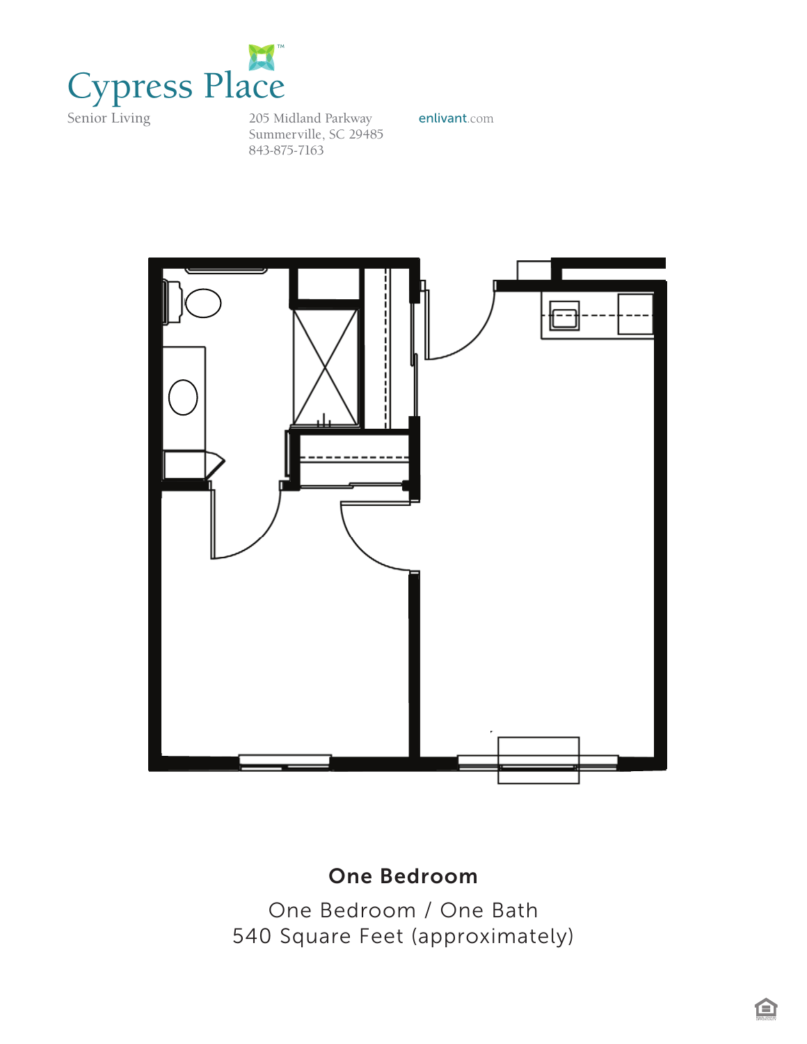# Cypress Place

Senior Living

205 Midland Parkway
Summerville, SC 29485
843-875-7163

enlivant.com

## One Bedroom

One Bedroom / One Bath
540 Square Feet (approximately)